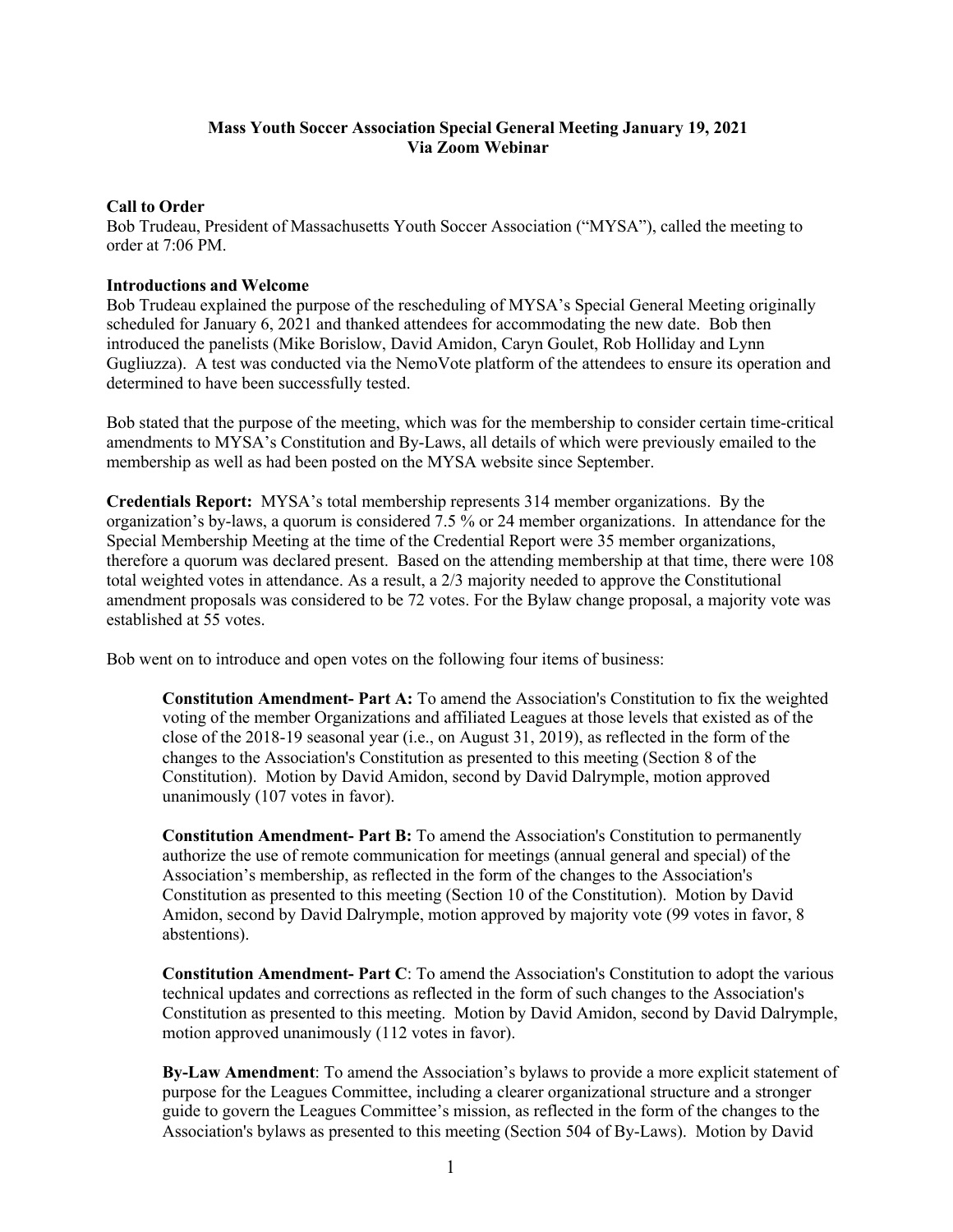**Mass Youth Soccer Association Special General Meeting January 19, 2021**
**Via Zoom Webinar**

**Call to Order**
Bob Trudeau, President of Massachusetts Youth Soccer Association ("MYSA"), called the meeting to order at 7:06 PM.

**Introductions and Welcome**
Bob Trudeau explained the purpose of the rescheduling of MYSA's Special General Meeting originally scheduled for January 6, 2021 and thanked attendees for accommodating the new date. Bob then introduced the panelists (Mike Borislow, David Amidon, Caryn Goulet, Rob Holliday and Lynn Gugliuzza). A test was conducted via the NemoVote platform of the attendees to ensure its operation and determined to have been successfully tested.

Bob stated that the purpose of the meeting, which was for the membership to consider certain time-critical amendments to MYSA's Constitution and By-Laws, all details of which were previously emailed to the membership as well as had been posted on the MYSA website since September.

**Credentials Report:** MYSA's total membership represents 314 member organizations. By the organization's by-laws, a quorum is considered 7.5 % or 24 member organizations. In attendance for the Special Membership Meeting at the time of the Credential Report were 35 member organizations, therefore a quorum was declared present. Based on the attending membership at that time, there were 108 total weighted votes in attendance. As a result, a 2/3 majority needed to approve the Constitutional amendment proposals was considered to be 72 votes. For the Bylaw change proposal, a majority vote was established at 55 votes.

Bob went on to introduce and open votes on the following four items of business:

> **Constitution Amendment- Part A:** To amend the Association's Constitution to fix the weighted voting of the member Organizations and affiliated Leagues at those levels that existed as of the close of the 2018-19 seasonal year (i.e., on August 31, 2019), as reflected in the form of the changes to the Association's Constitution as presented to this meeting (Section 8 of the Constitution). Motion by David Amidon, second by David Dalrymple, motion approved unanimously (107 votes in favor).
>
> **Constitution Amendment- Part B:** To amend the Association's Constitution to permanently authorize the use of remote communication for meetings (annual general and special) of the Association's membership, as reflected in the form of the changes to the Association's Constitution as presented to this meeting (Section 10 of the Constitution). Motion by David Amidon, second by David Dalrymple, motion approved by majority vote (99 votes in favor, 8 abstentions).
>
> **Constitution Amendment- Part C**: To amend the Association's Constitution to adopt the various technical updates and corrections as reflected in the form of such changes to the Association's Constitution as presented to this meeting. Motion by David Amidon, second by David Dalrymple, motion approved unanimously (112 votes in favor).
>
> **By-Law Amendment**: To amend the Association's bylaws to provide a more explicit statement of purpose for the Leagues Committee, including a clearer organizational structure and a stronger guide to govern the Leagues Committee's mission, as reflected in the form of the changes to the Association's bylaws as presented to this meeting (Section 504 of By-Laws). Motion by David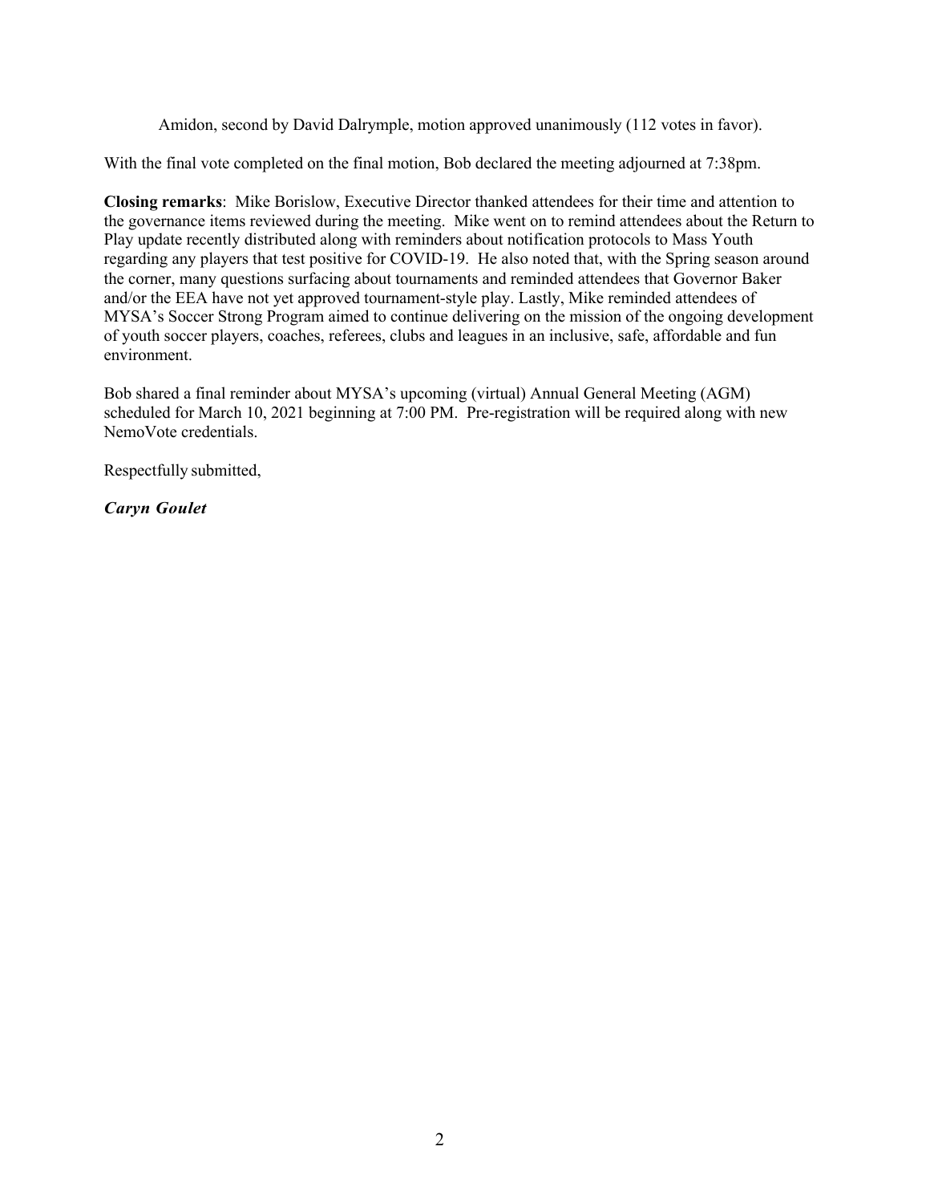Amidon, second by David Dalrymple, motion approved unanimously (112 votes in favor).

With the final vote completed on the final motion, Bob declared the meeting adjourned at 7:38pm.

**Closing remarks**: Mike Borislow, Executive Director thanked attendees for their time and attention to the governance items reviewed during the meeting. Mike went on to remind attendees about the Return to Play update recently distributed along with reminders about notification protocols to Mass Youth regarding any players that test positive for COVID-19. He also noted that, with the Spring season around the corner, many questions surfacing about tournaments and reminded attendees that Governor Baker and/or the EEA have not yet approved tournament-style play. Lastly, Mike reminded attendees of MYSA's Soccer Strong Program aimed to continue delivering on the mission of the ongoing development of youth soccer players, coaches, referees, clubs and leagues in an inclusive, safe, affordable and fun environment.

Bob shared a final reminder about MYSA's upcoming (virtual) Annual General Meeting (AGM) scheduled for March 10, 2021 beginning at 7:00 PM. Pre-registration will be required along with new NemoVote credentials.

Respectfully submitted,

***Caryn Goulet***